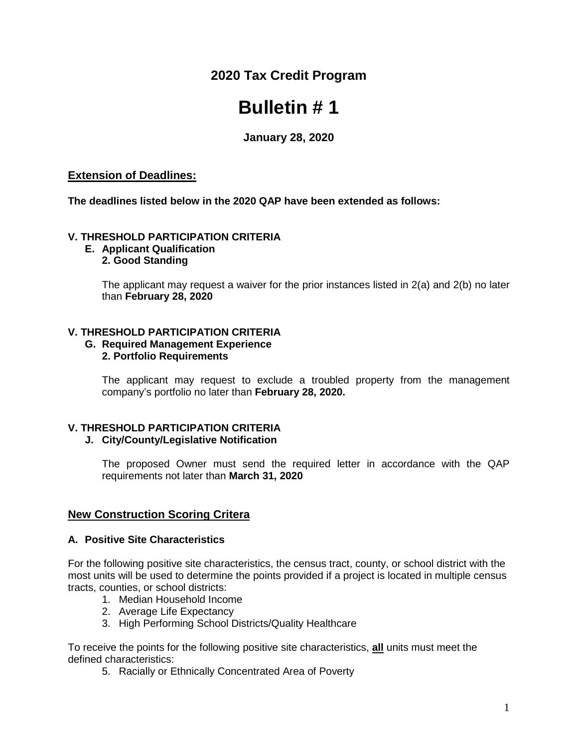## 2020 Tax Credit Program

# Bulletin # 1

**January 28, 2020**

## Extension of Deadlines:

**The deadlines listed below in the 2020 QAP have been extended as follows:**

**V. THRESHOLD PARTICIPATION CRITERIA**
**E. Applicant Qualification**
**2. Good Standing**

The applicant may request a waiver for the prior instances listed in 2(a) and 2(b) no later than **February 28, 2020**

**V. THRESHOLD PARTICIPATION CRITERIA**
**G. Required Management Experience**
**2. Portfolio Requirements**

The applicant may request to exclude a troubled property from the management company's portfolio no later than **February 28, 2020.**

**V. THRESHOLD PARTICIPATION CRITERIA**
**J. City/County/Legislative Notification**

The proposed Owner must send the required letter in accordance with the QAP requirements not later than **March 31, 2020**

## New Construction Scoring Critera

**A. Positive Site Characteristics**

For the following positive site characteristics, the census tract, county, or school district with the most units will be used to determine the points provided if a project is located in multiple census tracts, counties, or school districts:

1. Median Household Income
2. Average Life Expectancy
3. High Performing School Districts/Quality Healthcare

To receive the points for the following positive site characteristics, **all** units must meet the defined characteristics:

5. Racially or Ethnically Concentrated Area of Poverty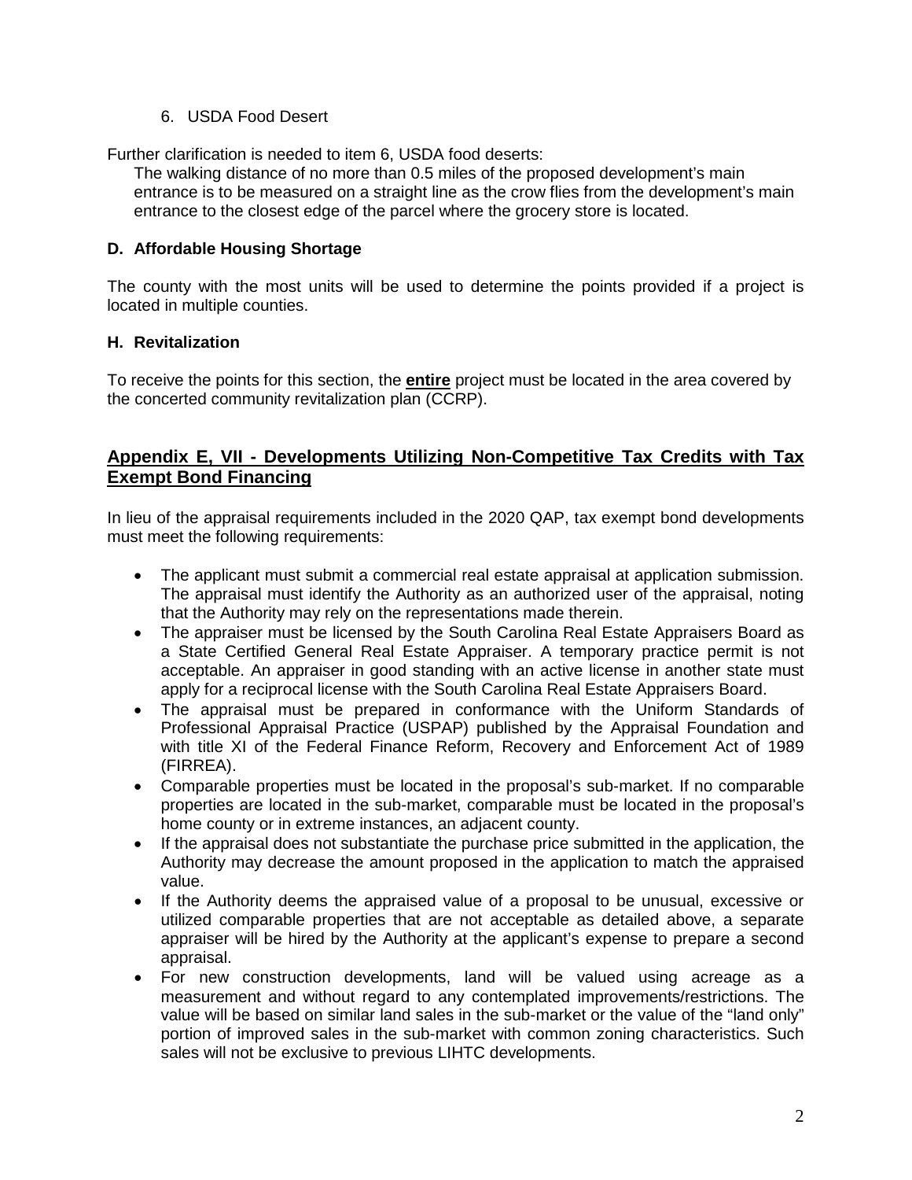6. USDA Food Desert

Further clarification is needed to item 6, USDA food deserts:

The walking distance of no more than 0.5 miles of the proposed development's main entrance is to be measured on a straight line as the crow flies from the development's main entrance to the closest edge of the parcel where the grocery store is located.

### D. Affordable Housing Shortage

The county with the most units will be used to determine the points provided if a project is located in multiple counties.

### H. Revitalization

To receive the points for this section, the **entire** project must be located in the area covered by the concerted community revitalization plan (CCRP).

## Appendix E, VII - Developments Utilizing Non-Competitive Tax Credits with Tax Exempt Bond Financing

In lieu of the appraisal requirements included in the 2020 QAP, tax exempt bond developments must meet the following requirements:

- The applicant must submit a commercial real estate appraisal at application submission. The appraisal must identify the Authority as an authorized user of the appraisal, noting that the Authority may rely on the representations made therein.
- The appraiser must be licensed by the South Carolina Real Estate Appraisers Board as a State Certified General Real Estate Appraiser. A temporary practice permit is not acceptable. An appraiser in good standing with an active license in another state must apply for a reciprocal license with the South Carolina Real Estate Appraisers Board.
- The appraisal must be prepared in conformance with the Uniform Standards of Professional Appraisal Practice (USPAP) published by the Appraisal Foundation and with title XI of the Federal Finance Reform, Recovery and Enforcement Act of 1989 (FIRREA).
- Comparable properties must be located in the proposal's sub-market. If no comparable properties are located in the sub-market, comparable must be located in the proposal's home county or in extreme instances, an adjacent county.
- If the appraisal does not substantiate the purchase price submitted in the application, the Authority may decrease the amount proposed in the application to match the appraised value.
- If the Authority deems the appraised value of a proposal to be unusual, excessive or utilized comparable properties that are not acceptable as detailed above, a separate appraiser will be hired by the Authority at the applicant's expense to prepare a second appraisal.
- For new construction developments, land will be valued using acreage as a measurement and without regard to any contemplated improvements/restrictions. The value will be based on similar land sales in the sub-market or the value of the "land only" portion of improved sales in the sub-market with common zoning characteristics. Such sales will not be exclusive to previous LIHTC developments.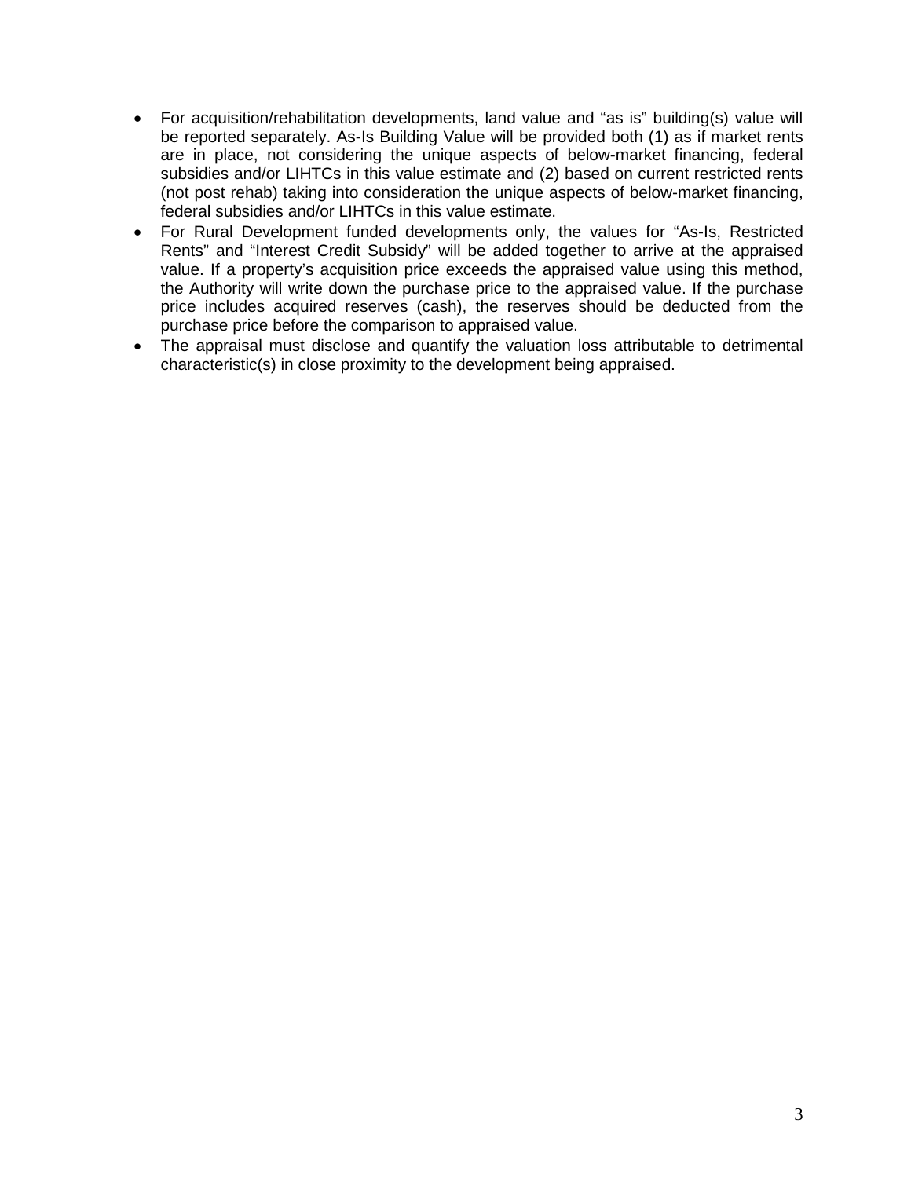- For acquisition/rehabilitation developments, land value and "as is" building(s) value will be reported separately. As-Is Building Value will be provided both (1) as if market rents are in place, not considering the unique aspects of below-market financing, federal subsidies and/or LIHTCs in this value estimate and (2) based on current restricted rents (not post rehab) taking into consideration the unique aspects of below-market financing, federal subsidies and/or LIHTCs in this value estimate.
- For Rural Development funded developments only, the values for "As-Is, Restricted Rents" and "Interest Credit Subsidy" will be added together to arrive at the appraised value. If a property's acquisition price exceeds the appraised value using this method, the Authority will write down the purchase price to the appraised value. If the purchase price includes acquired reserves (cash), the reserves should be deducted from the purchase price before the comparison to appraised value.
- The appraisal must disclose and quantify the valuation loss attributable to detrimental characteristic(s) in close proximity to the development being appraised.